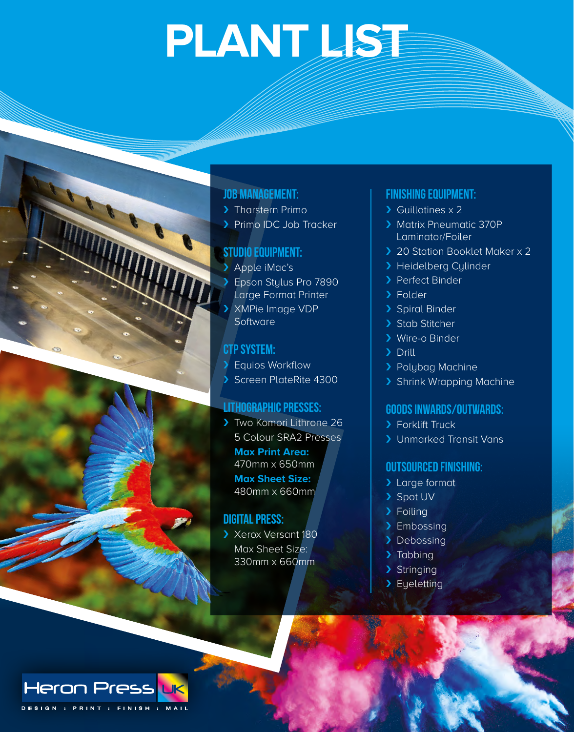# PLANT LIST

## JOB MANAGEMENT:

- Tharstern Primo
- Primo IDC Job Tracker

## STUDIO EQUIPMENT:

- Apple iMac's
- Epson Stylus Pro 7890 Large Format Printer
- XMPie Image VDP Software

## CTP SYSTEM:

- Equios Workflow
- Screen PlateRite 4300

## LITHOGRAPHIC PRESSES:

- Two Komori Lithrone 26 5 Colour SRA2 Presses

  **Max Print Area:** 470mm x 650mm

  **Max Sheet Size:** 480mm x 660mm

## DIGITAL PRESS:

- Xerox Versant 180

  Max Sheet Size: 330mm x 660mm

## FINISHING EQUIPMENT:

- Guillotines x 2
- Matrix Pneumatic 370P Laminator/Foiler
- 20 Station Booklet Maker x 2
- Heidelberg Cylinder
- Perfect Binder
- Folder
- Spiral Binder
- Stab Stitcher
- Wire-o Binder
- Drill
- Polybag Machine
- Shrink Wrapping Machine

## GOODS INWARDS/OUTWARDS:

- Forklift Truck
- Unmarked Transit Vans

## OUTSOURCED FINISHING:

- Large format
- Spot UV
- Foiling
- Embossing
- Debossing
- Tabbing
- Stringing
- Eyeletting

Heron Press UK

DESIGN : PRINT : FINISH : MAIL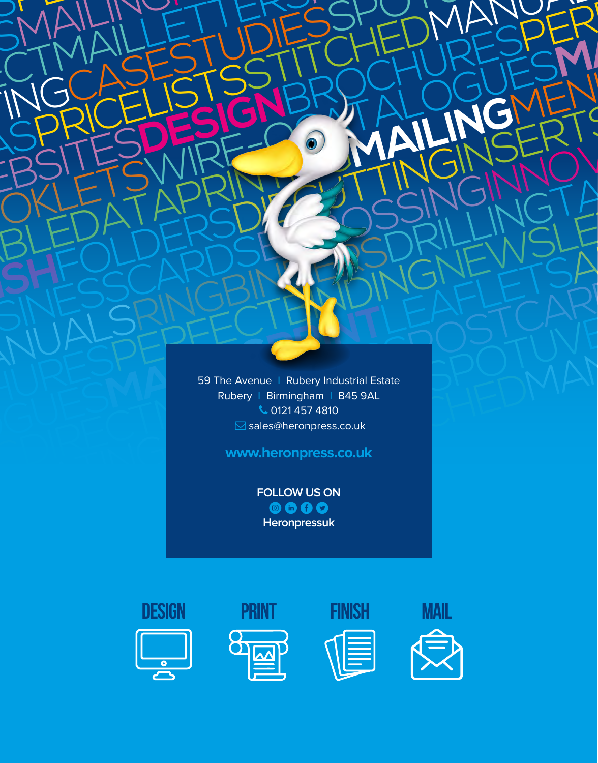59 The Avenue | Rubery Industrial Estate
Rubery | Birmingham | B45 9AL
0121 457 4810
sales@heronpress.co.uk

**www.heronpress.co.uk**

**FOLLOW US ON**

**Heronpressuk**

**DESIGN** **PRINT** **FINISH** **MAIL**